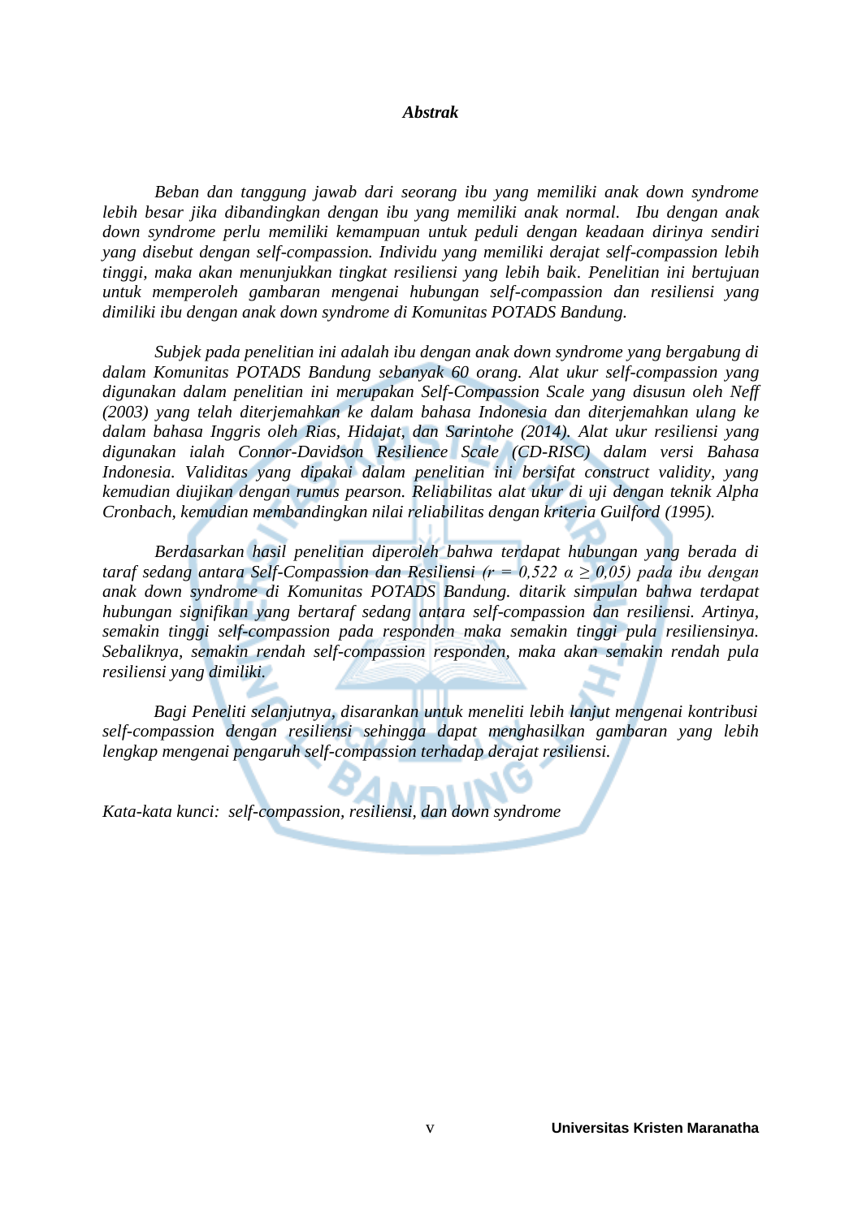***Abstrak***

*Beban dan tanggung jawab dari seorang ibu yang memiliki anak down syndrome lebih besar jika dibandingkan dengan ibu yang memiliki anak normal. Ibu dengan anak down syndrome perlu memiliki kemampuan untuk peduli dengan keadaan dirinya sendiri yang disebut dengan self-compassion. Individu yang memiliki derajat self-compassion lebih tinggi, maka akan menunjukkan tingkat resiliensi yang lebih baik. Penelitian ini bertujuan untuk memperoleh gambaran mengenai hubungan self-compassion dan resiliensi yang dimiliki ibu dengan anak down syndrome di Komunitas POTADS Bandung.*

*Subjek pada penelitian ini adalah ibu dengan anak down syndrome yang bergabung di dalam Komunitas POTADS Bandung sebanyak 60 orang. Alat ukur self-compassion yang digunakan dalam penelitian ini merupakan Self-Compassion Scale yang disusun oleh Neff (2003) yang telah diterjemahkan ke dalam bahasa Indonesia dan diterjemahkan ulang ke dalam bahasa Inggris oleh Rias, Hidajat, dan Sarintohe (2014). Alat ukur resiliensi yang digunakan ialah Connor-Davidson Resilience Scale (CD-RISC) dalam versi Bahasa Indonesia. Validitas yang dipakai dalam penelitian ini bersifat construct validity, yang kemudian diujikan dengan rumus pearson. Reliabilitas alat ukur di uji dengan teknik Alpha Cronbach, kemudian membandingkan nilai reliabilitas dengan kriteria Guilford (1995).*

*Berdasarkan hasil penelitian diperoleh bahwa terdapat hubungan yang berada di taraf sedang antara Self-Compassion dan Resiliensi ($r = 0{,}522$ $\alpha \geq 0{,}05$) pada ibu dengan anak down syndrome di Komunitas POTADS Bandung. ditarik simpulan bahwa terdapat hubungan signifikan yang bertaraf sedang antara self-compassion dan resiliensi. Artinya, semakin tinggi self-compassion pada responden maka semakin tinggi pula resiliensinya. Sebaliknya, semakin rendah self-compassion responden, maka akan semakin rendah pula resiliensi yang dimiliki.*

*Bagi Peneliti selanjutnya, disarankan untuk meneliti lebih lanjut mengenai kontribusi self-compassion dengan resiliensi sehingga dapat menghasilkan gambaran yang lebih lengkap mengenai pengaruh self-compassion terhadap derajat resiliensi.*

*Kata-kata kunci: self-compassion, resiliensi, dan down syndrome*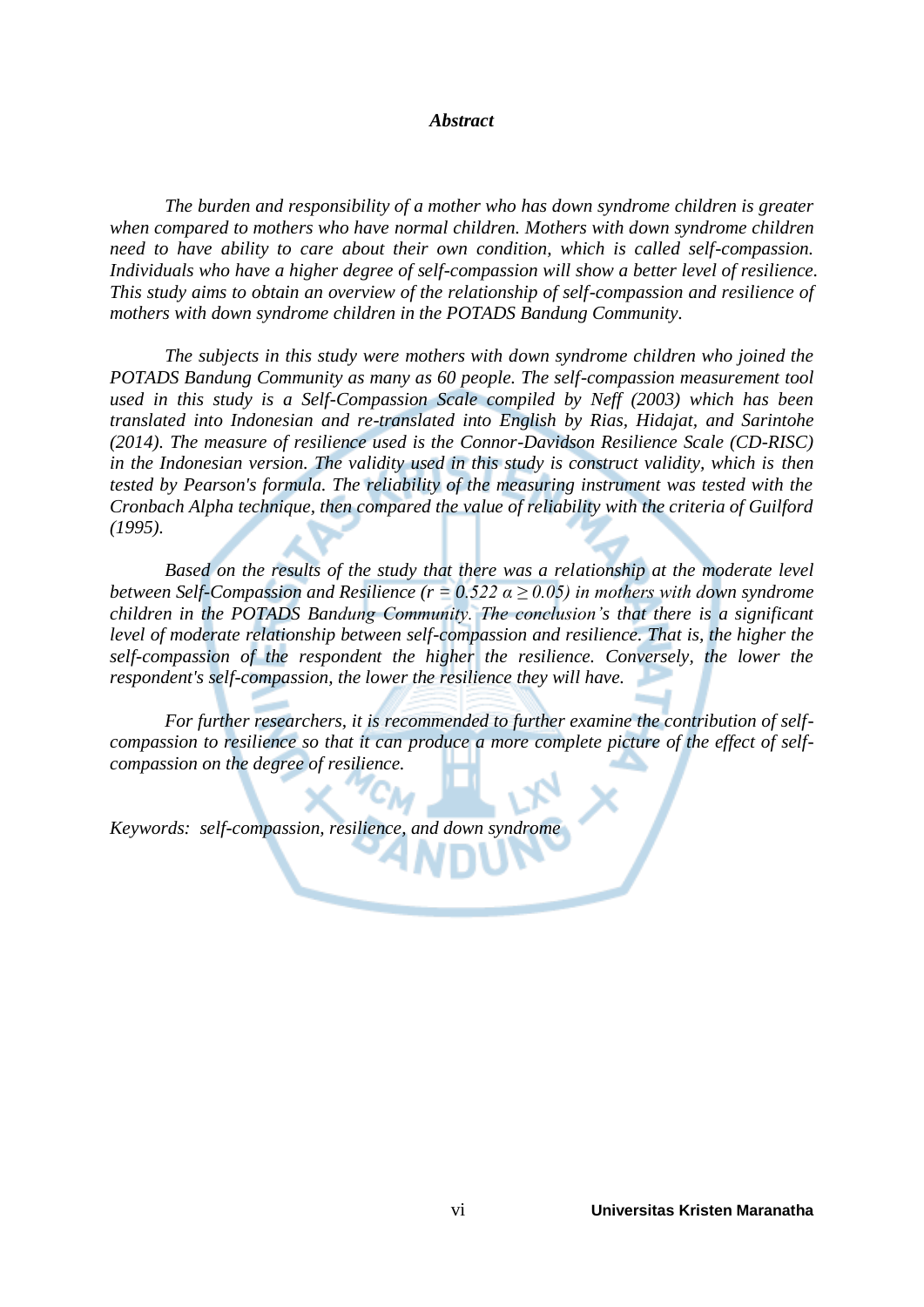### *Abstract*

*The burden and responsibility of a mother who has down syndrome children is greater when compared to mothers who have normal children. Mothers with down syndrome children need to have ability to care about their own condition, which is called self-compassion. Individuals who have a higher degree of self-compassion will show a better level of resilience. This study aims to obtain an overview of the relationship of self-compassion and resilience of mothers with down syndrome children in the POTADS Bandung Community.*

*The subjects in this study were mothers with down syndrome children who joined the POTADS Bandung Community as many as 60 people. The self-compassion measurement tool used in this study is a Self-Compassion Scale compiled by Neff (2003) which has been translated into Indonesian and re-translated into English by Rias, Hidajat, and Sarintohe (2014). The measure of resilience used is the Connor-Davidson Resilience Scale (CD-RISC) in the Indonesian version. The validity used in this study is construct validity, which is then tested by Pearson's formula. The reliability of the measuring instrument was tested with the Cronbach Alpha technique, then compared the value of reliability with the criteria of Guilford (1995).*

*Based on the results of the study that there was a relationship at the moderate level between Self-Compassion and Resilience ($r = 0.522$ $\alpha \geq 0.05$) in mothers with down syndrome children in the POTADS Bandung Community. The conclusion's that there is a significant level of moderate relationship between self-compassion and resilience. That is, the higher the self-compassion of the respondent the higher the resilience. Conversely, the lower the respondent's self-compassion, the lower the resilience they will have.*

*For further researchers, it is recommended to further examine the contribution of self-compassion to resilience so that it can produce a more complete picture of the effect of self-compassion on the degree of resilience.*

*Keywords: self-compassion, resilience, and down syndrome*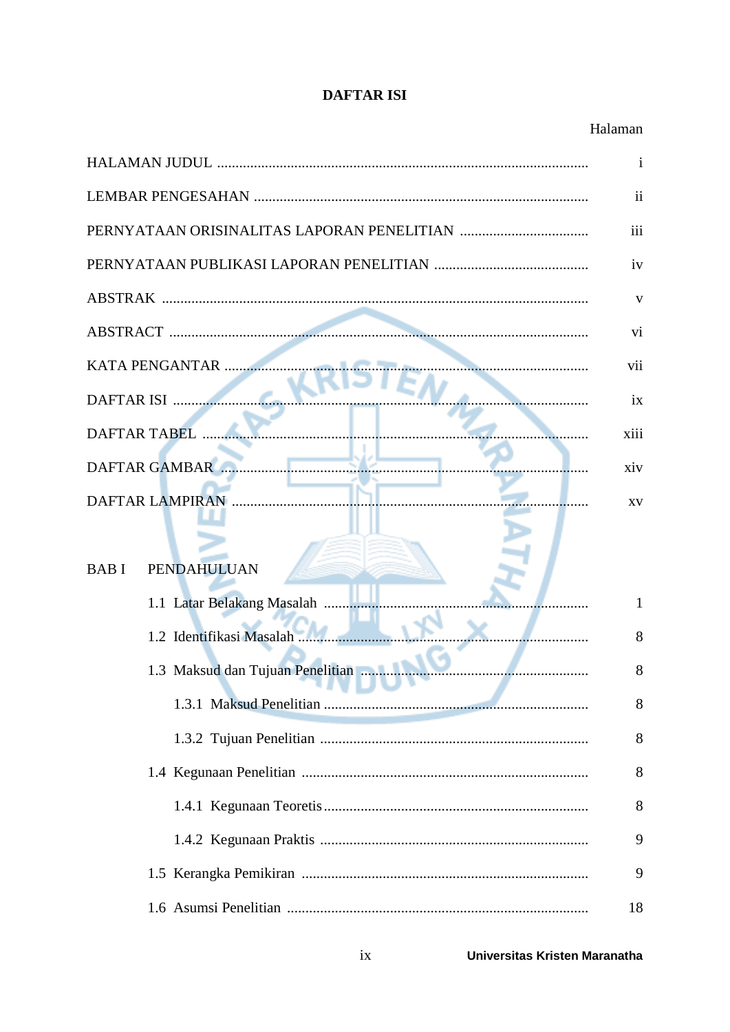# DAFTAR ISI

| | Halaman |
|---|---|
| HALAMAN JUDUL | i |
| LEMBAR PENGESAHAN | ii |
| PERNYATAAN ORISINALITAS LAPORAN PENELITIAN | iii |
| PERNYATAAN PUBLIKASI LAPORAN PENELITIAN | iv |
| ABSTRAK | v |
| ABSTRACT | vi |
| KATA PENGANTAR | vii |
| DAFTAR ISI | ix |
| DAFTAR TABEL | xiii |
| DAFTAR GAMBAR | xiv |
| DAFTAR LAMPIRAN | xv |
| | |
| BAB I PENDAHULUAN | |
| 1.1 Latar Belakang Masalah | 1 |
| 1.2 Identifikasi Masalah | 8 |
| 1.3 Maksud dan Tujuan Penelitian | 8 |
| 1.3.1 Maksud Penelitian | 8 |
| 1.3.2 Tujuan Penelitian | 8 |
| 1.4 Kegunaan Penelitian | 8 |
| 1.4.1 Kegunaan Teoretis | 8 |
| 1.4.2 Kegunaan Praktis | 9 |
| 1.5 Kerangka Pemikiran | 9 |
| 1.6 Asumsi Penelitian | 18 |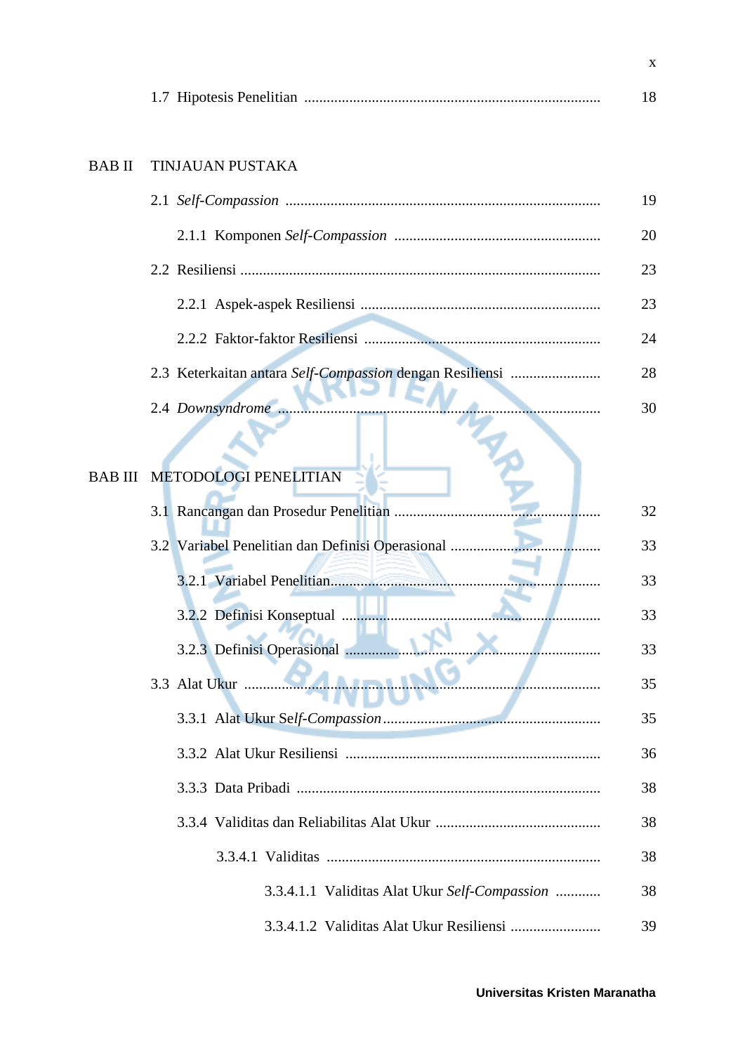1.7 Hipotesis Penelitian .................................................................................. 18

BAB II TINJAUAN PUSTAKA

2.1 *Self-Compassion* .................................................................................. 19

2.1.1 Komponen *Self-Compassion* ...................................................... 20

2.2 Resiliensi ............................................................................................... 23

2.2.1 Aspek-aspek Resiliensi ................................................................ 23

2.2.2 Faktor-faktor Resiliensi ............................................................... 24

2.3 Keterkaitan antara *Self-Compassion* dengan Resiliensi ........................ 28

2.4 *Downsyndrome* ...................................................................................... 30

BAB III METODOLOGI PENELITIAN

3.1 Rancangan dan Prosedur Penelitian ...................................................... 32

3.2 Variabel Penelitian dan Definisi Operasional ....................................... 33

3.2.1 Variabel Penelitian........................................................................ 33

3.2.2 Definisi Konseptual ..................................................................... 33

3.2.3 Definisi Operasional .................................................................... 33

3.3 Alat Ukur ............................................................................................... 35

3.3.1 Alat Ukur Self-*Compassion*.......................................................... 35

3.3.2 Alat Ukur Resiliensi .................................................................... 36

3.3.3 Data Pribadi ................................................................................. 38

3.3.4 Validitas dan Reliabilitas Alat Ukur ............................................ 38

3.3.4.1 Validitas ........................................................................ 38

3.3.4.1.1 Validitas Alat Ukur *Self-Compassion* ............ 38

3.3.4.1.2 Validitas Alat Ukur Resiliensi ........................ 39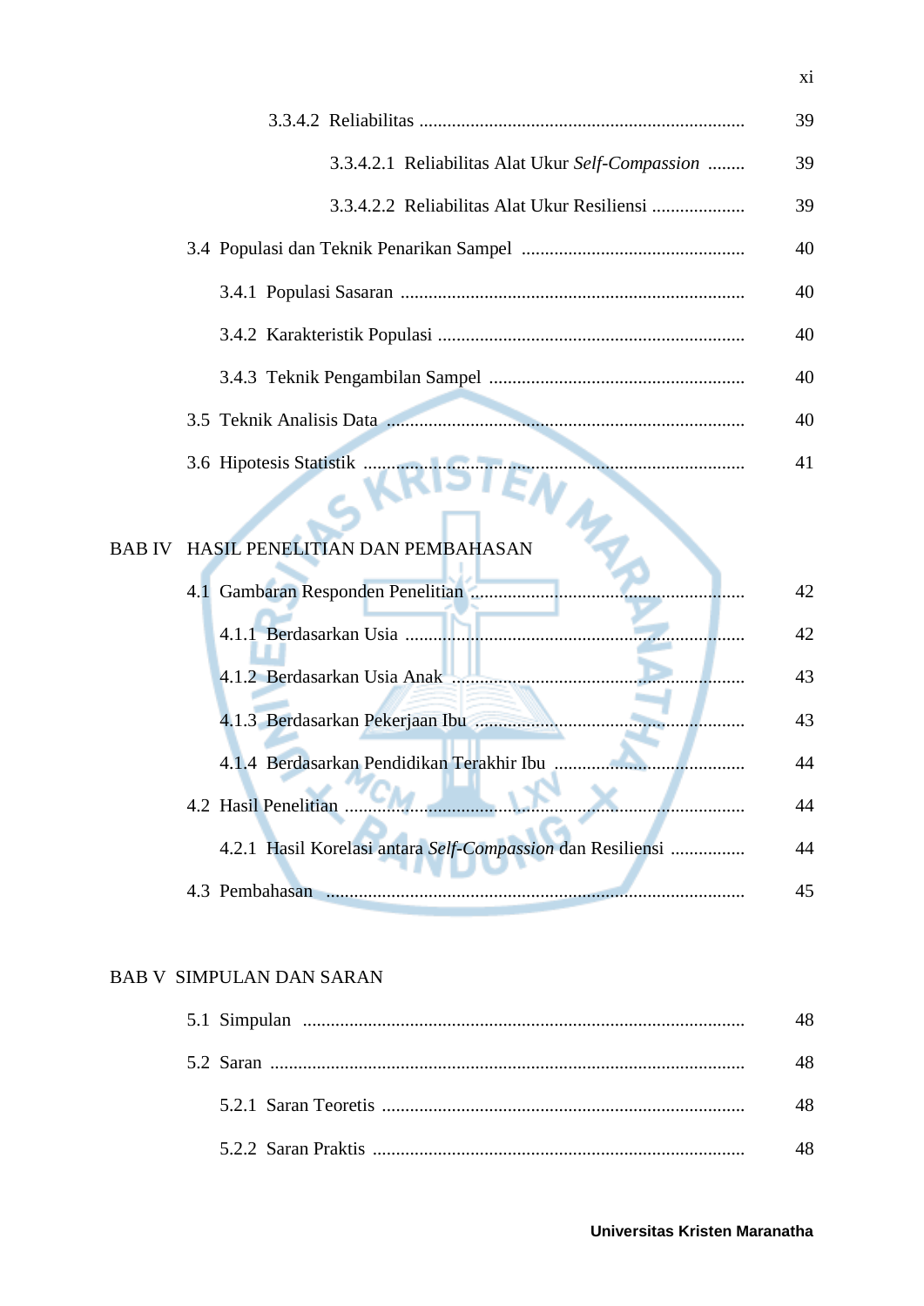3.3.4.2 Reliabilitas ...................................................................... 39

3.3.4.2.1 Reliabilitas Alat Ukur *Self-Compassion* ........ 39

3.3.4.2.2 Reliabilitas Alat Ukur Resiliensi .................... 39

3.4 Populasi dan Teknik Penarikan Sampel ................................................ 40

3.4.1 Populasi Sasaran .......................................................................... 40

3.4.2 Karakteristik Populasi .................................................................. 40

3.4.3 Teknik Pengambilan Sampel ....................................................... 40

3.5 Teknik Analisis Data ............................................................................ 40

3.6 Hipotesis Statistik ................................................................................ 41

BAB IV HASIL PENELITIAN DAN PEMBAHASAN

4.1 Gambaran Responden Penelitian .......................................................... 42

4.1.1 Berdasarkan Usia .......................................................................... 42

4.1.2 Berdasarkan Usia Anak ................................................................ 43

4.1.3 Berdasarkan Pekerjaan Ibu .......................................................... 43

4.1.4 Berdasarkan Pendidikan Terakhir Ibu .......................................... 44

4.2 Hasil Penelitian ..................................................................................... 44

4.2.1 Hasil Korelasi antara *Self-Compassion* dan Resiliensi ................ 44

4.3 Pembahasan ......................................................................................... 45

BAB V SIMPULAN DAN SARAN

5.1 Simpulan .............................................................................................. 48

5.2 Saran ..................................................................................................... 48

5.2.1 Saran Teoretis .............................................................................. 48

5.2.2 Saran Praktis ............................................................................... 48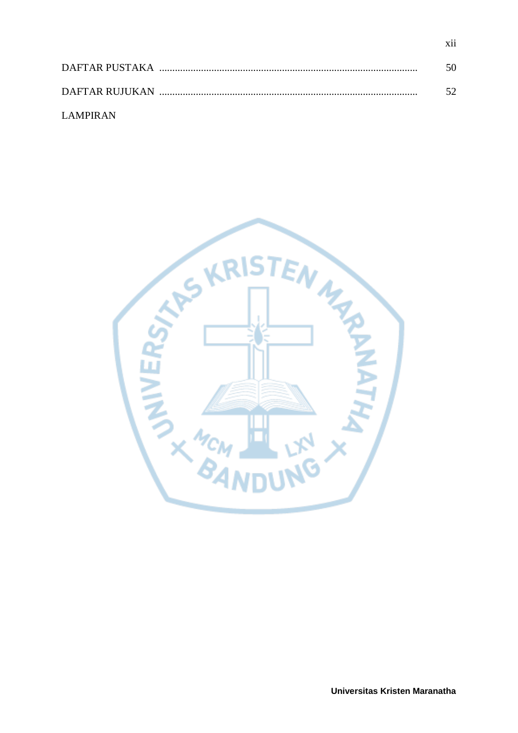DAFTAR PUSTAKA .................................................................................................. 50

DAFTAR RUJUKAN .................................................................................................. 52

LAMPIRAN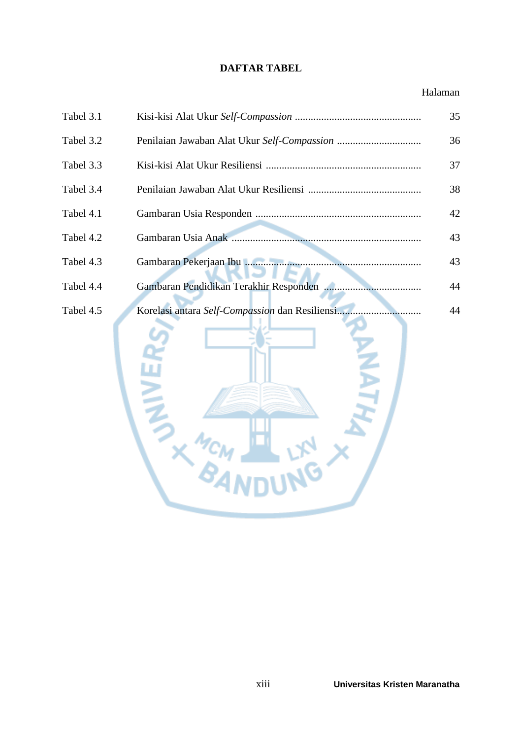# DAFTAR TABEL

| | | Halaman |
|---|---|---|
| Tabel 3.1 | Kisi-kisi Alat Ukur *Self-Compassion* | 35 |
| Tabel 3.2 | Penilaian Jawaban Alat Ukur *Self-Compassion* | 36 |
| Tabel 3.3 | Kisi-kisi Alat Ukur Resiliensi | 37 |
| Tabel 3.4 | Penilaian Jawaban Alat Ukur Resiliensi | 38 |
| Tabel 4.1 | Gambaran Usia Responden | 42 |
| Tabel 4.2 | Gambaran Usia Anak | 43 |
| Tabel 4.3 | Gambaran Pekerjaan Ibu | 43 |
| Tabel 4.4 | Gambaran Pendidikan Terakhir Responden | 44 |
| Tabel 4.5 | Korelasi antara *Self-Compassion* dan Resiliensi | 44 |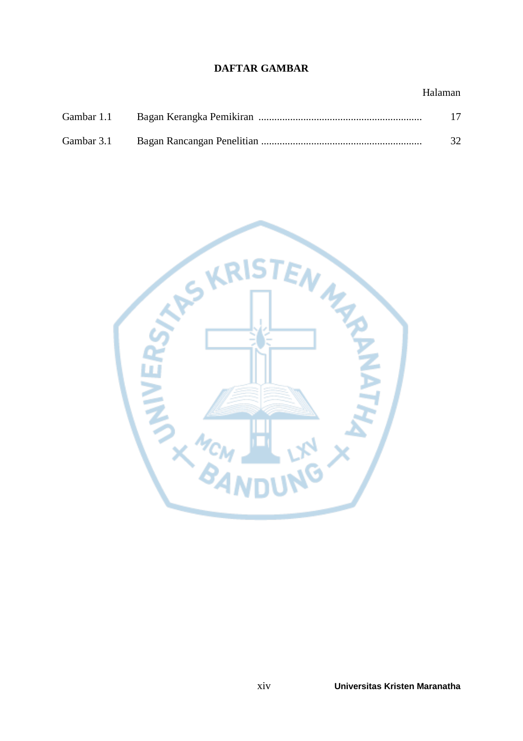# DAFTAR GAMBAR

| | | Halaman |
|---|---|---|
| Gambar 1.1 | Bagan Kerangka Pemikiran ............................................................. | 17 |
| Gambar 3.1 | Bagan Rancangan Penelitian ............................................................ | 32 |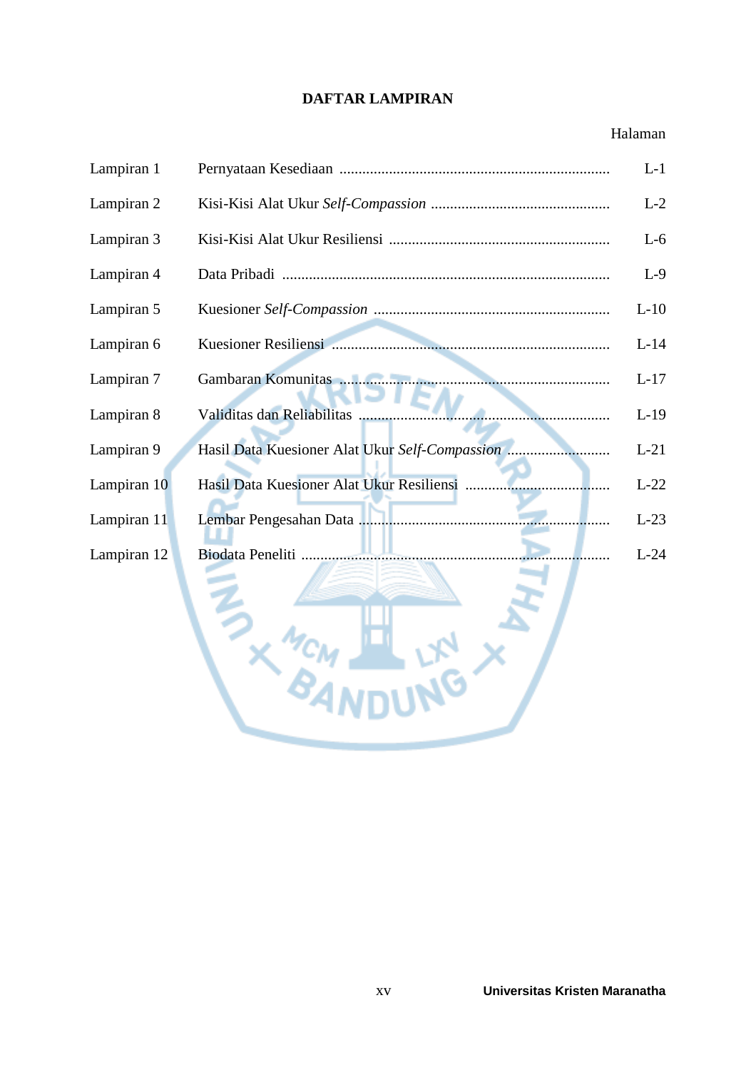# DAFTAR LAMPIRAN

| | | Halaman |
|---|---|---|
| Lampiran 1 | Pernyataan Kesediaan | L-1 |
| Lampiran 2 | Kisi-Kisi Alat Ukur *Self-Compassion* | L-2 |
| Lampiran 3 | Kisi-Kisi Alat Ukur Resiliensi | L-6 |
| Lampiran 4 | Data Pribadi | L-9 |
| Lampiran 5 | Kuesioner *Self-Compassion* | L-10 |
| Lampiran 6 | Kuesioner Resiliensi | L-14 |
| Lampiran 7 | Gambaran Komunitas | L-17 |
| Lampiran 8 | Validitas dan Reliabilitas | L-19 |
| Lampiran 9 | Hasil Data Kuesioner Alat Ukur *Self-Compassion* | L-21 |
| Lampiran 10 | Hasil Data Kuesioner Alat Ukur Resiliensi | L-22 |
| Lampiran 11 | Lembar Pengesahan Data | L-23 |
| Lampiran 12 | Biodata Peneliti | L-24 |